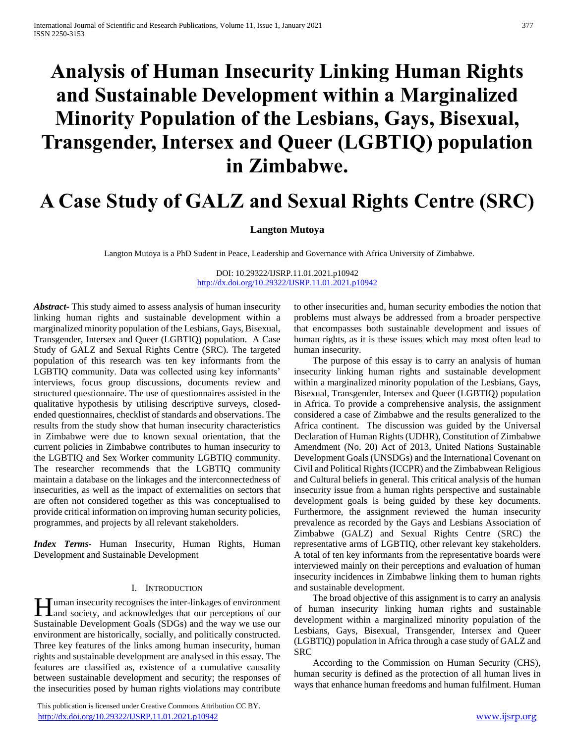# Analysis of Human Insecurity Linking Human Rights and Sustainable Development within a Marginalized Minority Population of the Lesbians, Gays, Bisexual, Transgender, Intersex and Queer (LGBTIQ) population in Zimbabwe.

# A Case Study of GALZ and Sexual Rights Centre (SRC)

**Langton Mutoya**

Langton Mutoya is a PhD Sudent in Peace, Leadership and Governance with Africa University of Zimbabwe.

DOI: 10.29322/IJSRP.11.01.2021.p10942
http://dx.doi.org/10.29322/IJSRP.11.01.2021.p10942

***Abstract***- This study aimed to assess analysis of human insecurity linking human rights and sustainable development within a marginalized minority population of the Lesbians, Gays, Bisexual, Transgender, Intersex and Queer (LGBTIQ) population. A Case Study of GALZ and Sexual Rights Centre (SRC). The targeted population of this research was ten key informants from the LGBTIQ community. Data was collected using key informants' interviews, focus group discussions, documents review and structured questionnaire. The use of questionnaires assisted in the qualitative hypothesis by utilising descriptive surveys, closed-ended questionnaires, checklist of standards and observations. The results from the study show that human insecurity characteristics in Zimbabwe were due to known sexual orientation, that the current policies in Zimbabwe contributes to human insecurity to the LGBTIQ and Sex Worker community LGBTIQ community. The researcher recommends that the LGBTIQ community maintain a database on the linkages and the interconnectedness of insecurities, as well as the impact of externalities on sectors that are often not considered together as this was conceptualised to provide critical information on improving human security policies, programmes, and projects by all relevant stakeholders.

***Index Terms***- Human Insecurity, Human Rights, Human Development and Sustainable Development

## I. Introduction

Human insecurity recognises the inter-linkages of environment and society, and acknowledges that our perceptions of our Sustainable Development Goals (SDGs) and the way we use our environment are historically, socially, and politically constructed. Three key features of the links among human insecurity, human rights and sustainable development are analysed in this essay. The features are classified as, existence of a cumulative causality between sustainable development and security; the responses of the insecurities posed by human rights violations may contribute to other insecurities and, human security embodies the notion that problems must always be addressed from a broader perspective that encompasses both sustainable development and issues of human rights, as it is these issues which may most often lead to human insecurity.

The purpose of this essay is to carry an analysis of human insecurity linking human rights and sustainable development within a marginalized minority population of the Lesbians, Gays, Bisexual, Transgender, Intersex and Queer (LGBTIQ) population in Africa. To provide a comprehensive analysis, the assignment considered a case of Zimbabwe and the results generalized to the Africa continent. The discussion was guided by the Universal Declaration of Human Rights (UDHR), Constitution of Zimbabwe Amendment (No. 20) Act of 2013, United Nations Sustainable Development Goals (UNSDGs) and the International Covenant on Civil and Political Rights (ICCPR) and the Zimbabwean Religious and Cultural beliefs in general. This critical analysis of the human insecurity issue from a human rights perspective and sustainable development goals is being guided by these key documents. Furthermore, the assignment reviewed the human insecurity prevalence as recorded by the Gays and Lesbians Association of Zimbabwe (GALZ) and Sexual Rights Centre (SRC) the representative arms of LGBTIQ, other relevant key stakeholders. A total of ten key informants from the representative boards were interviewed mainly on their perceptions and evaluation of human insecurity incidences in Zimbabwe linking them to human rights and sustainable development.

The broad objective of this assignment is to carry an analysis of human insecurity linking human rights and sustainable development within a marginalized minority population of the Lesbians, Gays, Bisexual, Transgender, Intersex and Queer (LGBTIQ) population in Africa through a case study of GALZ and SRC

According to the Commission on Human Security (CHS), human security is defined as the protection of all human lives in ways that enhance human freedoms and human fulfilment. Human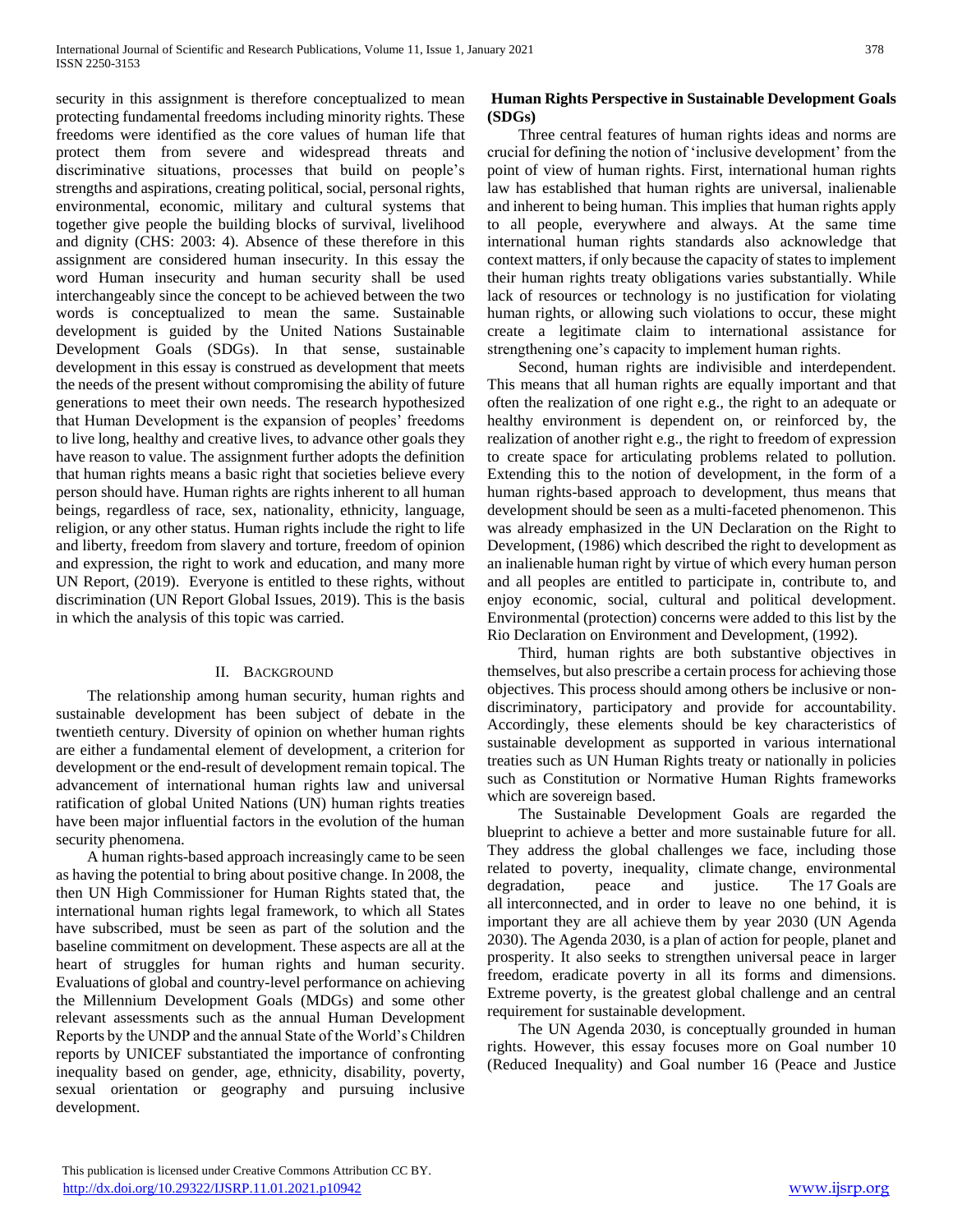security in this assignment is therefore conceptualized to mean protecting fundamental freedoms including minority rights. These freedoms were identified as the core values of human life that protect them from severe and widespread threats and discriminative situations, processes that build on people's strengths and aspirations, creating political, social, personal rights, environmental, economic, military and cultural systems that together give people the building blocks of survival, livelihood and dignity (CHS: 2003: 4). Absence of these therefore in this assignment are considered human insecurity. In this essay the word Human insecurity and human security shall be used interchangeably since the concept to be achieved between the two words is conceptualized to mean the same. Sustainable development is guided by the United Nations Sustainable Development Goals (SDGs). In that sense, sustainable development in this essay is construed as development that meets the needs of the present without compromising the ability of future generations to meet their own needs. The research hypothesized that Human Development is the expansion of peoples' freedoms to live long, healthy and creative lives, to advance other goals they have reason to value. The assignment further adopts the definition that human rights means a basic right that societies believe every person should have. Human rights are rights inherent to all human beings, regardless of race, sex, nationality, ethnicity, language, religion, or any other status. Human rights include the right to life and liberty, freedom from slavery and torture, freedom of opinion and expression, the right to work and education, and many more UN Report, (2019). Everyone is entitled to these rights, without discrimination (UN Report Global Issues, 2019). This is the basis in which the analysis of this topic was carried.

## II. Background

The relationship among human security, human rights and sustainable development has been subject of debate in the twentieth century. Diversity of opinion on whether human rights are either a fundamental element of development, a criterion for development or the end-result of development remain topical. The advancement of international human rights law and universal ratification of global United Nations (UN) human rights treaties have been major influential factors in the evolution of the human security phenomena.

A human rights-based approach increasingly came to be seen as having the potential to bring about positive change. In 2008, the then UN High Commissioner for Human Rights stated that, the international human rights legal framework, to which all States have subscribed, must be seen as part of the solution and the baseline commitment on development. These aspects are all at the heart of struggles for human rights and human security. Evaluations of global and country-level performance on achieving the Millennium Development Goals (MDGs) and some other relevant assessments such as the annual Human Development Reports by the UNDP and the annual State of the World's Children reports by UNICEF substantiated the importance of confronting inequality based on gender, age, ethnicity, disability, poverty, sexual orientation or geography and pursuing inclusive development.

### Human Rights Perspective in Sustainable Development Goals (SDGs)

Three central features of human rights ideas and norms are crucial for defining the notion of 'inclusive development' from the point of view of human rights. First, international human rights law has established that human rights are universal, inalienable and inherent to being human. This implies that human rights apply to all people, everywhere and always. At the same time international human rights standards also acknowledge that context matters, if only because the capacity of states to implement their human rights treaty obligations varies substantially. While lack of resources or technology is no justification for violating human rights, or allowing such violations to occur, these might create a legitimate claim to international assistance for strengthening one's capacity to implement human rights.

Second, human rights are indivisible and interdependent. This means that all human rights are equally important and that often the realization of one right e.g., the right to an adequate or healthy environment is dependent on, or reinforced by, the realization of another right e.g., the right to freedom of expression to create space for articulating problems related to pollution. Extending this to the notion of development, in the form of a human rights-based approach to development, thus means that development should be seen as a multi-faceted phenomenon. This was already emphasized in the UN Declaration on the Right to Development, (1986) which described the right to development as an inalienable human right by virtue of which every human person and all peoples are entitled to participate in, contribute to, and enjoy economic, social, cultural and political development. Environmental (protection) concerns were added to this list by the Rio Declaration on Environment and Development, (1992).

Third, human rights are both substantive objectives in themselves, but also prescribe a certain process for achieving those objectives. This process should among others be inclusive or non-discriminatory, participatory and provide for accountability. Accordingly, these elements should be key characteristics of sustainable development as supported in various international treaties such as UN Human Rights treaty or nationally in policies such as Constitution or Normative Human Rights frameworks which are sovereign based.

The Sustainable Development Goals are regarded the blueprint to achieve a better and more sustainable future for all. They address the global challenges we face, including those related to poverty, inequality, climate change, environmental degradation, peace and justice. The 17 Goals are all interconnected, and in order to leave no one behind, it is important they are all achieve them by year 2030 (UN Agenda 2030). The Agenda 2030, is a plan of action for people, planet and prosperity. It also seeks to strengthen universal peace in larger freedom, eradicate poverty in all its forms and dimensions. Extreme poverty, is the greatest global challenge and an central requirement for sustainable development.

The UN Agenda 2030, is conceptually grounded in human rights. However, this essay focuses more on Goal number 10 (Reduced Inequality) and Goal number 16 (Peace and Justice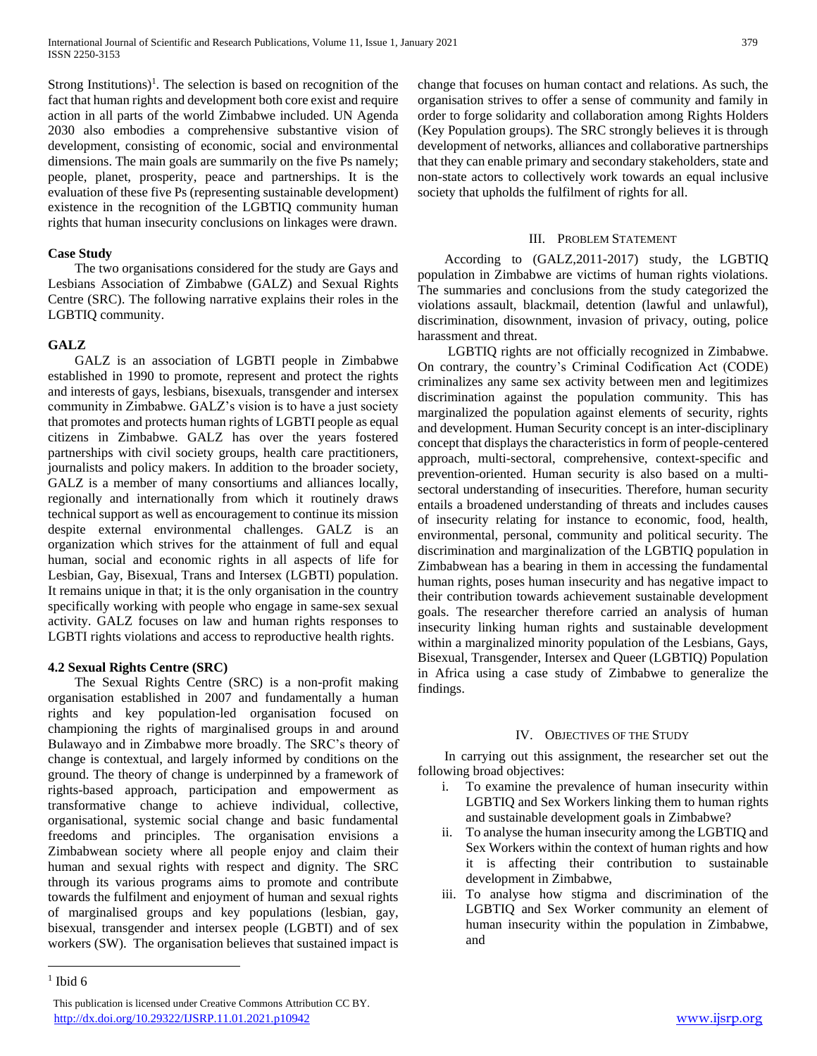Strong Institutions)[1]. The selection is based on recognition of the fact that human rights and development both core exist and require action in all parts of the world Zimbabwe included. UN Agenda 2030 also embodies a comprehensive substantive vision of development, consisting of economic, social and environmental dimensions. The main goals are summarily on the five Ps namely; people, planet, prosperity, peace and partnerships. It is the evaluation of these five Ps (representing sustainable development) existence in the recognition of the LGBTIQ community human rights that human insecurity conclusions on linkages were drawn.

**Case Study**

The two organisations considered for the study are Gays and Lesbians Association of Zimbabwe (GALZ) and Sexual Rights Centre (SRC). The following narrative explains their roles in the LGBTIQ community.

**GALZ**

GALZ is an association of LGBTI people in Zimbabwe established in 1990 to promote, represent and protect the rights and interests of gays, lesbians, bisexuals, transgender and intersex community in Zimbabwe. GALZ's vision is to have a just society that promotes and protects human rights of LGBTI people as equal citizens in Zimbabwe. GALZ has over the years fostered partnerships with civil society groups, health care practitioners, journalists and policy makers. In addition to the broader society, GALZ is a member of many consortiums and alliances locally, regionally and internationally from which it routinely draws technical support as well as encouragement to continue its mission despite external environmental challenges. GALZ is an organization which strives for the attainment of full and equal human, social and economic rights in all aspects of life for Lesbian, Gay, Bisexual, Trans and Intersex (LGBTI) population. It remains unique in that; it is the only organisation in the country specifically working with people who engage in same-sex sexual activity. GALZ focuses on law and human rights responses to LGBTI rights violations and access to reproductive health rights.

**4.2 Sexual Rights Centre (SRC)**

The Sexual Rights Centre (SRC) is a non-profit making organisation established in 2007 and fundamentally a human rights and key population-led organisation focused on championing the rights of marginalised groups in and around Bulawayo and in Zimbabwe more broadly. The SRC's theory of change is contextual, and largely informed by conditions on the ground. The theory of change is underpinned by a framework of rights-based approach, participation and empowerment as transformative change to achieve individual, collective, organisational, systemic social change and basic fundamental freedoms and principles. The organisation envisions a Zimbabwean society where all people enjoy and claim their human and sexual rights with respect and dignity. The SRC through its various programs aims to promote and contribute towards the fulfilment and enjoyment of human and sexual rights of marginalised groups and key populations (lesbian, gay, bisexual, transgender and intersex people (LGBTI) and of sex workers (SW). The organisation believes that sustained impact is change that focuses on human contact and relations. As such, the organisation strives to offer a sense of community and family in order to forge solidarity and collaboration among Rights Holders (Key Population groups). The SRC strongly believes it is through development of networks, alliances and collaborative partnerships that they can enable primary and secondary stakeholders, state and non-state actors to collectively work towards an equal inclusive society that upholds the fulfilment of rights for all.

## III. Problem Statement

According to (GALZ,2011-2017) study, the LGBTIQ population in Zimbabwe are victims of human rights violations. The summaries and conclusions from the study categorized the violations assault, blackmail, detention (lawful and unlawful), discrimination, disownment, invasion of privacy, outing, police harassment and threat.

LGBTIQ rights are not officially recognized in Zimbabwe. On contrary, the country's Criminal Codification Act (CODE) criminalizes any same sex activity between men and legitimizes discrimination against the population community. This has marginalized the population against elements of security, rights and development. Human Security concept is an inter-disciplinary concept that displays the characteristics in form of people-centered approach, multi-sectoral, comprehensive, context-specific and prevention-oriented. Human security is also based on a multi-sectoral understanding of insecurities. Therefore, human security entails a broadened understanding of threats and includes causes of insecurity relating for instance to economic, food, health, environmental, personal, community and political security. The discrimination and marginalization of the LGBTIQ population in Zimbabwean has a bearing in them in accessing the fundamental human rights, poses human insecurity and has negative impact to their contribution towards achievement sustainable development goals. The researcher therefore carried an analysis of human insecurity linking human rights and sustainable development within a marginalized minority population of the Lesbians, Gays, Bisexual, Transgender, Intersex and Queer (LGBTIQ) Population in Africa using a case study of Zimbabwe to generalize the findings.

## IV. Objectives of the Study

In carrying out this assignment, the researcher set out the following broad objectives:

i. To examine the prevalence of human insecurity within LGBTIQ and Sex Workers linking them to human rights and sustainable development goals in Zimbabwe?
ii. To analyse the human insecurity among the LGBTIQ and Sex Workers within the context of human rights and how it is affecting their contribution to sustainable development in Zimbabwe,
iii. To analyse how stigma and discrimination of the LGBTIQ and Sex Worker community an element of human insecurity within the population in Zimbabwe, and

---

[1] Ibid 6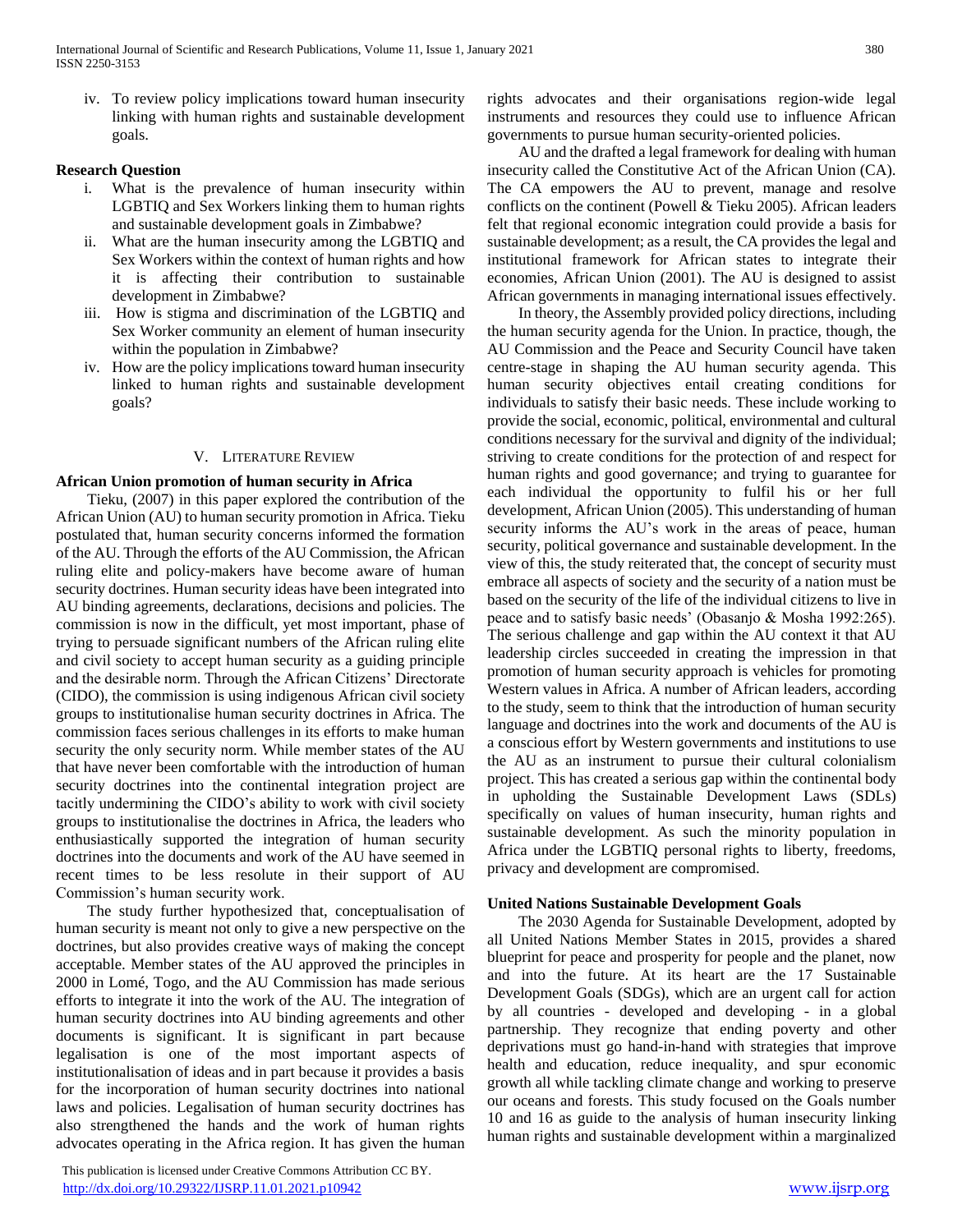iv. To review policy implications toward human insecurity linking with human rights and sustainable development goals.

**Research Question**

i. What is the prevalence of human insecurity within LGBTIQ and Sex Workers linking them to human rights and sustainable development goals in Zimbabwe?
ii. What are the human insecurity among the LGBTIQ and Sex Workers within the context of human rights and how it is affecting their contribution to sustainable development in Zimbabwe?
iii. How is stigma and discrimination of the LGBTIQ and Sex Worker community an element of human insecurity within the population in Zimbabwe?
iv. How are the policy implications toward human insecurity linked to human rights and sustainable development goals?

## V. Literature Review

**African Union promotion of human security in Africa**

Tieku, (2007) in this paper explored the contribution of the African Union (AU) to human security promotion in Africa. Tieku postulated that, human security concerns informed the formation of the AU. Through the efforts of the AU Commission, the African ruling elite and policy-makers have become aware of human security doctrines. Human security ideas have been integrated into AU binding agreements, declarations, decisions and policies. The commission is now in the difficult, yet most important, phase of trying to persuade significant numbers of the African ruling elite and civil society to accept human security as a guiding principle and the desirable norm. Through the African Citizens' Directorate (CIDO), the commission is using indigenous African civil society groups to institutionalise human security doctrines in Africa. The commission faces serious challenges in its efforts to make human security the only security norm. While member states of the AU that have never been comfortable with the introduction of human security doctrines into the continental integration project are tacitly undermining the CIDO's ability to work with civil society groups to institutionalise the doctrines in Africa, the leaders who enthusiastically supported the integration of human security doctrines into the documents and work of the AU have seemed in recent times to be less resolute in their support of AU Commission's human security work.

The study further hypothesized that, conceptualisation of human security is meant not only to give a new perspective on the doctrines, but also provides creative ways of making the concept acceptable. Member states of the AU approved the principles in 2000 in Lomé, Togo, and the AU Commission has made serious efforts to integrate it into the work of the AU. The integration of human security doctrines into AU binding agreements and other documents is significant. It is significant in part because legalisation is one of the most important aspects of institutionalisation of ideas and in part because it provides a basis for the incorporation of human security doctrines into national laws and policies. Legalisation of human security doctrines has also strengthened the hands and the work of human rights advocates operating in the Africa region. It has given the human rights advocates and their organisations region-wide legal instruments and resources they could use to influence African governments to pursue human security-oriented policies.

AU and the drafted a legal framework for dealing with human insecurity called the Constitutive Act of the African Union (CA). The CA empowers the AU to prevent, manage and resolve conflicts on the continent (Powell & Tieku 2005). African leaders felt that regional economic integration could provide a basis for sustainable development; as a result, the CA provides the legal and institutional framework for African states to integrate their economies, African Union (2001). The AU is designed to assist African governments in managing international issues effectively.

In theory, the Assembly provided policy directions, including the human security agenda for the Union. In practice, though, the AU Commission and the Peace and Security Council have taken centre-stage in shaping the AU human security agenda. This human security objectives entail creating conditions for individuals to satisfy their basic needs. These include working to provide the social, economic, political, environmental and cultural conditions necessary for the survival and dignity of the individual; striving to create conditions for the protection of and respect for human rights and good governance; and trying to guarantee for each individual the opportunity to fulfil his or her full development, African Union (2005). This understanding of human security informs the AU's work in the areas of peace, human security, political governance and sustainable development. In the view of this, the study reiterated that, the concept of security must embrace all aspects of society and the security of a nation must be based on the security of the life of the individual citizens to live in peace and to satisfy basic needs' (Obasanjo & Mosha 1992:265). The serious challenge and gap within the AU context it that AU leadership circles succeeded in creating the impression in that promotion of human security approach is vehicles for promoting Western values in Africa. A number of African leaders, according to the study, seem to think that the introduction of human security language and doctrines into the work and documents of the AU is a conscious effort by Western governments and institutions to use the AU as an instrument to pursue their cultural colonialism project. This has created a serious gap within the continental body in upholding the Sustainable Development Laws (SDLs) specifically on values of human insecurity, human rights and sustainable development. As such the minority population in Africa under the LGBTIQ personal rights to liberty, freedoms, privacy and development are compromised.

**United Nations Sustainable Development Goals**

The 2030 Agenda for Sustainable Development, adopted by all United Nations Member States in 2015, provides a shared blueprint for peace and prosperity for people and the planet, now and into the future. At its heart are the 17 Sustainable Development Goals (SDGs), which are an urgent call for action by all countries - developed and developing - in a global partnership. They recognize that ending poverty and other deprivations must go hand-in-hand with strategies that improve health and education, reduce inequality, and spur economic growth all while tackling climate change and working to preserve our oceans and forests. This study focused on the Goals number 10 and 16 as guide to the analysis of human insecurity linking human rights and sustainable development within a marginalized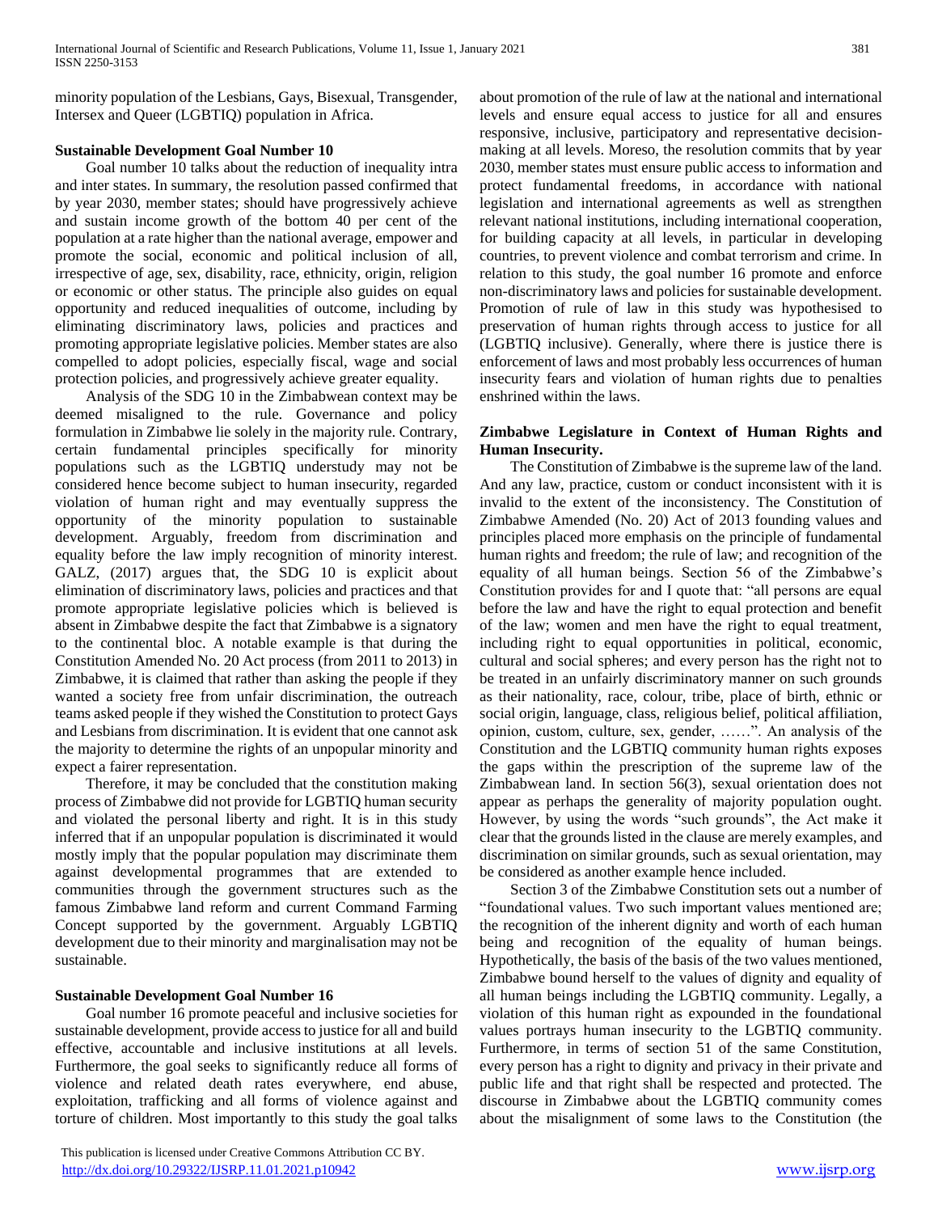minority population of the Lesbians, Gays, Bisexual, Transgender, Intersex and Queer (LGBTIQ) population in Africa.

### Sustainable Development Goal Number 10

Goal number 10 talks about the reduction of inequality intra and inter states. In summary, the resolution passed confirmed that by year 2030, member states; should have progressively achieve and sustain income growth of the bottom 40 per cent of the population at a rate higher than the national average, empower and promote the social, economic and political inclusion of all, irrespective of age, sex, disability, race, ethnicity, origin, religion or economic or other status. The principle also guides on equal opportunity and reduced inequalities of outcome, including by eliminating discriminatory laws, policies and practices and promoting appropriate legislative policies. Member states are also compelled to adopt policies, especially fiscal, wage and social protection policies, and progressively achieve greater equality.

Analysis of the SDG 10 in the Zimbabwean context may be deemed misaligned to the rule. Governance and policy formulation in Zimbabwe lie solely in the majority rule. Contrary, certain fundamental principles specifically for minority populations such as the LGBTIQ understudy may not be considered hence become subject to human insecurity, regarded violation of human right and may eventually suppress the opportunity of the minority population to sustainable development. Arguably, freedom from discrimination and equality before the law imply recognition of minority interest. GALZ, (2017) argues that, the SDG 10 is explicit about elimination of discriminatory laws, policies and practices and that promote appropriate legislative policies which is believed is absent in Zimbabwe despite the fact that Zimbabwe is a signatory to the continental bloc. A notable example is that during the Constitution Amended No. 20 Act process (from 2011 to 2013) in Zimbabwe, it is claimed that rather than asking the people if they wanted a society free from unfair discrimination, the outreach teams asked people if they wished the Constitution to protect Gays and Lesbians from discrimination. It is evident that one cannot ask the majority to determine the rights of an unpopular minority and expect a fairer representation.

Therefore, it may be concluded that the constitution making process of Zimbabwe did not provide for LGBTIQ human security and violated the personal liberty and right. It is in this study inferred that if an unpopular population is discriminated it would mostly imply that the popular population may discriminate them against developmental programmes that are extended to communities through the government structures such as the famous Zimbabwe land reform and current Command Farming Concept supported by the government. Arguably LGBTIQ development due to their minority and marginalisation may not be sustainable.

### Sustainable Development Goal Number 16

Goal number 16 promote peaceful and inclusive societies for sustainable development, provide access to justice for all and build effective, accountable and inclusive institutions at all levels. Furthermore, the goal seeks to significantly reduce all forms of violence and related death rates everywhere, end abuse, exploitation, trafficking and all forms of violence against and torture of children. Most importantly to this study the goal talks about promotion of the rule of law at the national and international levels and ensure equal access to justice for all and ensures responsive, inclusive, participatory and representative decision-making at all levels. Moreso, the resolution commits that by year 2030, member states must ensure public access to information and protect fundamental freedoms, in accordance with national legislation and international agreements as well as strengthen relevant national institutions, including international cooperation, for building capacity at all levels, in particular in developing countries, to prevent violence and combat terrorism and crime. In relation to this study, the goal number 16 promote and enforce non-discriminatory laws and policies for sustainable development. Promotion of rule of law in this study was hypothesised to preservation of human rights through access to justice for all (LGBTIQ inclusive). Generally, where there is justice there is enforcement of laws and most probably less occurrences of human insecurity fears and violation of human rights due to penalties enshrined within the laws.

### Zimbabwe Legislature in Context of Human Rights and Human Insecurity.

The Constitution of Zimbabwe is the supreme law of the land. And any law, practice, custom or conduct inconsistent with it is invalid to the extent of the inconsistency. The Constitution of Zimbabwe Amended (No. 20) Act of 2013 founding values and principles placed more emphasis on the principle of fundamental human rights and freedom; the rule of law; and recognition of the equality of all human beings. Section 56 of the Zimbabwe's Constitution provides for and I quote that: "all persons are equal before the law and have the right to equal protection and benefit of the law; women and men have the right to equal treatment, including right to equal opportunities in political, economic, cultural and social spheres; and every person has the right not to be treated in an unfairly discriminatory manner on such grounds as their nationality, race, colour, tribe, place of birth, ethnic or social origin, language, class, religious belief, political affiliation, opinion, custom, culture, sex, gender, ……". An analysis of the Constitution and the LGBTIQ community human rights exposes the gaps within the prescription of the supreme law of the Zimbabwean land. In section 56(3), sexual orientation does not appear as perhaps the generality of majority population ought. However, by using the words "such grounds", the Act make it clear that the grounds listed in the clause are merely examples, and discrimination on similar grounds, such as sexual orientation, may be considered as another example hence included.

Section 3 of the Zimbabwe Constitution sets out a number of "foundational values. Two such important values mentioned are; the recognition of the inherent dignity and worth of each human being and recognition of the equality of human beings. Hypothetically, the basis of the basis of the two values mentioned, Zimbabwe bound herself to the values of dignity and equality of all human beings including the LGBTIQ community. Legally, a violation of this human right as expounded in the foundational values portrays human insecurity to the LGBTIQ community. Furthermore, in terms of section 51 of the same Constitution, every person has a right to dignity and privacy in their private and public life and that right shall be respected and protected. The discourse in Zimbabwe about the LGBTIQ community comes about the misalignment of some laws to the Constitution (the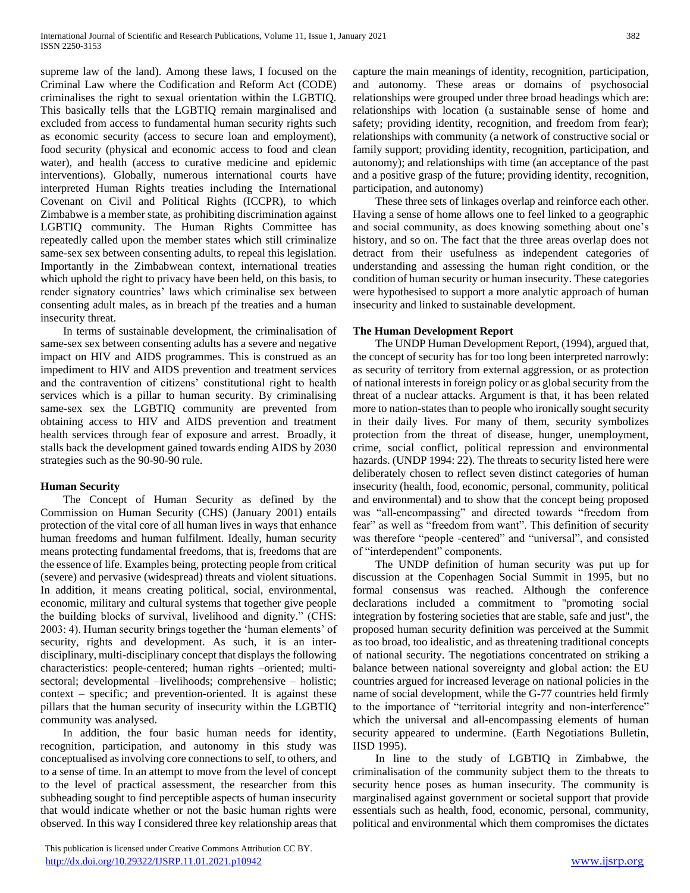supreme law of the land). Among these laws, I focused on the Criminal Law where the Codification and Reform Act (CODE) criminalises the right to sexual orientation within the LGBTIQ. This basically tells that the LGBTIQ remain marginalised and excluded from access to fundamental human security rights such as economic security (access to secure loan and employment), food security (physical and economic access to food and clean water), and health (access to curative medicine and epidemic interventions). Globally, numerous international courts have interpreted Human Rights treaties including the International Covenant on Civil and Political Rights (ICCPR), to which Zimbabwe is a member state, as prohibiting discrimination against LGBTIQ community. The Human Rights Committee has repeatedly called upon the member states which still criminalize same-sex sex between consenting adults, to repeal this legislation. Importantly in the Zimbabwean context, international treaties which uphold the right to privacy have been held, on this basis, to render signatory countries' laws which criminalise sex between consenting adult males, as in breach pf the treaties and a human insecurity threat.

In terms of sustainable development, the criminalisation of same-sex sex between consenting adults has a severe and negative impact on HIV and AIDS programmes. This is construed as an impediment to HIV and AIDS prevention and treatment services and the contravention of citizens' constitutional right to health services which is a pillar to human security. By criminalising same-sex sex the LGBTIQ community are prevented from obtaining access to HIV and AIDS prevention and treatment health services through fear of exposure and arrest. Broadly, it stalls back the development gained towards ending AIDS by 2030 strategies such as the 90-90-90 rule.

## Human Security

The Concept of Human Security as defined by the Commission on Human Security (CHS) (January 2001) entails protection of the vital core of all human lives in ways that enhance human freedoms and human fulfilment. Ideally, human security means protecting fundamental freedoms, that is, freedoms that are the essence of life. Examples being, protecting people from critical (severe) and pervasive (widespread) threats and violent situations. In addition, it means creating political, social, environmental, economic, military and cultural systems that together give people the building blocks of survival, livelihood and dignity." (CHS: 2003: 4). Human security brings together the 'human elements' of security, rights and development. As such, it is an inter-disciplinary, multi-disciplinary concept that displays the following characteristics: people-centered; human rights –oriented; multi-sectoral; developmental –livelihoods; comprehensive – holistic; context – specific; and prevention-oriented. It is against these pillars that the human security of insecurity within the LGBTIQ community was analysed.

In addition, the four basic human needs for identity, recognition, participation, and autonomy in this study was conceptualised as involving core connections to self, to others, and to a sense of time. In an attempt to move from the level of concept to the level of practical assessment, the researcher from this subheading sought to find perceptible aspects of human insecurity that would indicate whether or not the basic human rights were observed. In this way I considered three key relationship areas that capture the main meanings of identity, recognition, participation, and autonomy. These areas or domains of psychosocial relationships were grouped under three broad headings which are: relationships with location (a sustainable sense of home and safety; providing identity, recognition, and freedom from fear); relationships with community (a network of constructive social or family support; providing identity, recognition, participation, and autonomy); and relationships with time (an acceptance of the past and a positive grasp of the future; providing identity, recognition, participation, and autonomy)

These three sets of linkages overlap and reinforce each other. Having a sense of home allows one to feel linked to a geographic and social community, as does knowing something about one's history, and so on. The fact that the three areas overlap does not detract from their usefulness as independent categories of understanding and assessing the human right condition, or the condition of human security or human insecurity. These categories were hypothesised to support a more analytic approach of human insecurity and linked to sustainable development.

## The Human Development Report

The UNDP Human Development Report, (1994), argued that, the concept of security has for too long been interpreted narrowly: as security of territory from external aggression, or as protection of national interests in foreign policy or as global security from the threat of a nuclear attacks. Argument is that, it has been related more to nation-states than to people who ironically sought security in their daily lives. For many of them, security symbolizes protection from the threat of disease, hunger, unemployment, crime, social conflict, political repression and environmental hazards. (UNDP 1994: 22). The threats to security listed here were deliberately chosen to reflect seven distinct categories of human insecurity (health, food, economic, personal, community, political and environmental) and to show that the concept being proposed was "all-encompassing" and directed towards "freedom from fear" as well as "freedom from want". This definition of security was therefore "people -centered" and "universal", and consisted of "interdependent" components.

The UNDP definition of human security was put up for discussion at the Copenhagen Social Summit in 1995, but no formal consensus was reached. Although the conference declarations included a commitment to "promoting social integration by fostering societies that are stable, safe and just", the proposed human security definition was perceived at the Summit as too broad, too idealistic, and as threatening traditional concepts of national security. The negotiations concentrated on striking a balance between national sovereignty and global action: the EU countries argued for increased leverage on national policies in the name of social development, while the G-77 countries held firmly to the importance of "territorial integrity and non-interference" which the universal and all-encompassing elements of human security appeared to undermine. (Earth Negotiations Bulletin, IISD 1995).

In line to the study of LGBTIQ in Zimbabwe, the criminalisation of the community subject them to the threats to security hence poses as human insecurity. The community is marginalised against government or societal support that provide essentials such as health, food, economic, personal, community, political and environmental which them compromises the dictates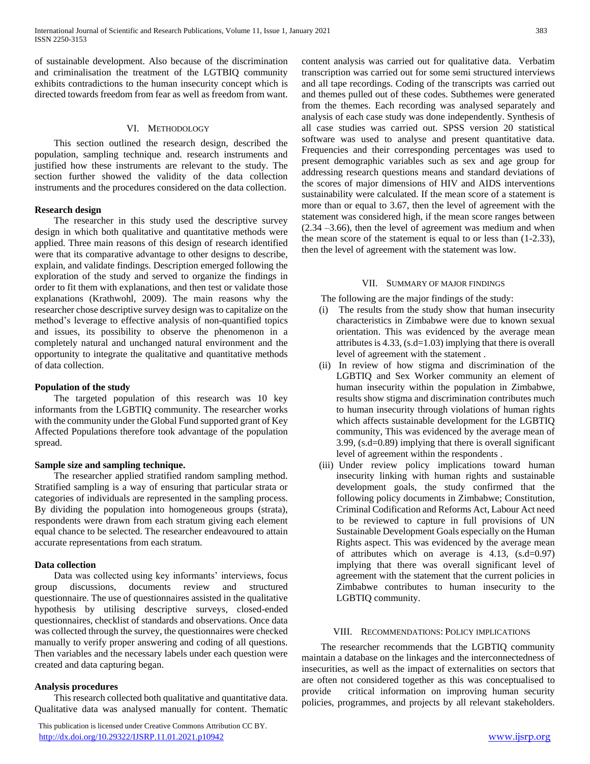of sustainable development. Also because of the discrimination and criminalisation the treatment of the LGTBIQ community exhibits contradictions to the human insecurity concept which is directed towards freedom from fear as well as freedom from want.

## VI. Methodology

This section outlined the research design, described the population, sampling technique and. research instruments and justified how these instruments are relevant to the study. The section further showed the validity of the data collection instruments and the procedures considered on the data collection.

### Research design

The researcher in this study used the descriptive survey design in which both qualitative and quantitative methods were applied. Three main reasons of this design of research identified were that its comparative advantage to other designs to describe, explain, and validate findings. Description emerged following the exploration of the study and served to organize the findings in order to fit them with explanations, and then test or validate those explanations (Krathwohl, 2009). The main reasons why the researcher chose descriptive survey design was to capitalize on the method's leverage to effective analysis of non-quantified topics and issues, its possibility to observe the phenomenon in a completely natural and unchanged natural environment and the opportunity to integrate the qualitative and quantitative methods of data collection.

### Population of the study

The targeted population of this research was 10 key informants from the LGBTIQ community. The researcher works with the community under the Global Fund supported grant of Key Affected Populations therefore took advantage of the population spread.

### Sample size and sampling technique.

The researcher applied stratified random sampling method. Stratified sampling is a way of ensuring that particular strata or categories of individuals are represented in the sampling process. By dividing the population into homogeneous groups (strata), respondents were drawn from each stratum giving each element equal chance to be selected. The researcher endeavoured to attain accurate representations from each stratum.

### Data collection

Data was collected using key informants' interviews, focus group discussions, documents review and structured questionnaire. The use of questionnaires assisted in the qualitative hypothesis by utilising descriptive surveys, closed-ended questionnaires, checklist of standards and observations. Once data was collected through the survey, the questionnaires were checked manually to verify proper answering and coding of all questions. Then variables and the necessary labels under each question were created and data capturing began.

### Analysis procedures

This research collected both qualitative and quantitative data. Qualitative data was analysed manually for content. Thematic content analysis was carried out for qualitative data. Verbatim transcription was carried out for some semi structured interviews and all tape recordings. Coding of the transcripts was carried out and themes pulled out of these codes. Subthemes were generated from the themes. Each recording was analysed separately and analysis of each case study was done independently. Synthesis of all case studies was carried out. SPSS version 20 statistical software was used to analyse and present quantitative data. Frequencies and their corresponding percentages was used to present demographic variables such as sex and age group for addressing research questions means and standard deviations of the scores of major dimensions of HIV and AIDS interventions sustainability were calculated. If the mean score of a statement is more than or equal to 3.67, then the level of agreement with the statement was considered high, if the mean score ranges between (2.34 –3.66), then the level of agreement was medium and when the mean score of the statement is equal to or less than (1-2.33), then the level of agreement with the statement was low.

## VII. Summary of Major Findings

The following are the major findings of the study:

(i) The results from the study show that human insecurity characteristics in Zimbabwe were due to known sexual orientation. This was evidenced by the average mean attributes is 4.33, (s.d=1.03) implying that there is overall level of agreement with the statement .

(ii) In review of how stigma and discrimination of the LGBTIQ and Sex Worker community an element of human insecurity within the population in Zimbabwe, results show stigma and discrimination contributes much to human insecurity through violations of human rights which affects sustainable development for the LGBTIQ community, This was evidenced by the average mean of 3.99, (s.d=0.89) implying that there is overall significant level of agreement within the respondents .

(iii) Under review policy implications toward human insecurity linking with human rights and sustainable development goals, the study confirmed that the following policy documents in Zimbabwe; Constitution, Criminal Codification and Reforms Act, Labour Act need to be reviewed to capture in full provisions of UN Sustainable Development Goals especially on the Human Rights aspect. This was evidenced by the average mean of attributes which on average is 4.13, (s.d=0.97) implying that there was overall significant level of agreement with the statement that the current policies in Zimbabwe contributes to human insecurity to the LGBTIQ community.

## VIII. Recommendations: Policy Implications

The researcher recommends that the LGBTIQ community maintain a database on the linkages and the interconnectedness of insecurities, as well as the impact of externalities on sectors that are often not considered together as this was conceptualised to provide critical information on improving human security policies, programmes, and projects by all relevant stakeholders.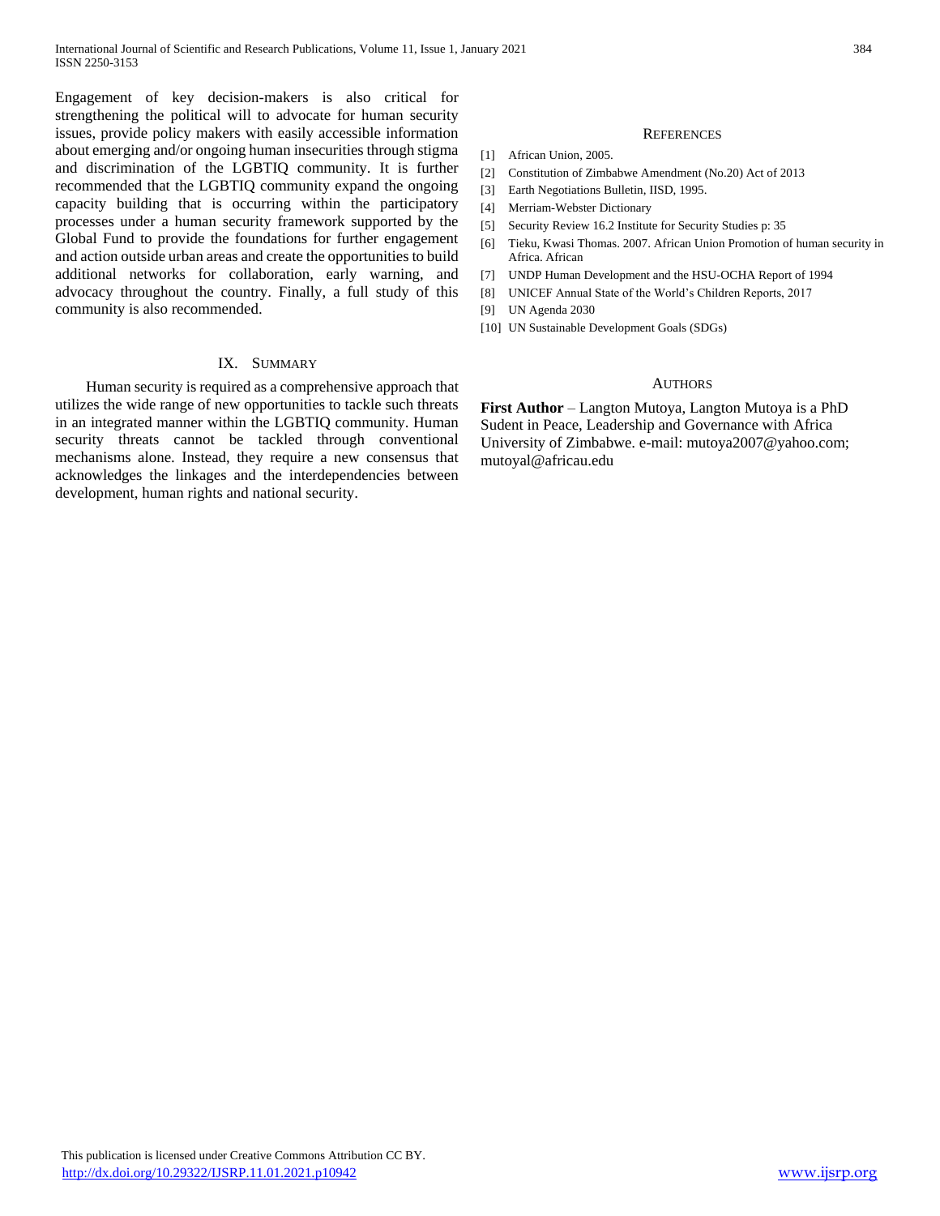Engagement of key decision-makers is also critical for strengthening the political will to advocate for human security issues, provide policy makers with easily accessible information about emerging and/or ongoing human insecurities through stigma and discrimination of the LGBTIQ community. It is further recommended that the LGBTIQ community expand the ongoing capacity building that is occurring within the participatory processes under a human security framework supported by the Global Fund to provide the foundations for further engagement and action outside urban areas and create the opportunities to build additional networks for collaboration, early warning, and advocacy throughout the country. Finally, a full study of this community is also recommended.

## IX. Summary

Human security is required as a comprehensive approach that utilizes the wide range of new opportunities to tackle such threats in an integrated manner within the LGBTIQ community. Human security threats cannot be tackled through conventional mechanisms alone. Instead, they require a new consensus that acknowledges the linkages and the interdependencies between development, human rights and national security.

## References

[1] African Union, 2005.

[2] Constitution of Zimbabwe Amendment (No.20) Act of 2013

[3] Earth Negotiations Bulletin, IISD, 1995.

[4] Merriam-Webster Dictionary

[5] Security Review 16.2 Institute for Security Studies p: 35

[6] Tieku, Kwasi Thomas. 2007. African Union Promotion of human security in Africa. African

[7] UNDP Human Development and the HSU-OCHA Report of 1994

[8] UNICEF Annual State of the World's Children Reports, 2017

[9] UN Agenda 2030

[10] UN Sustainable Development Goals (SDGs)

## Authors

**First Author** – Langton Mutoya, Langton Mutoya is a PhD Sudent in Peace, Leadership and Governance with Africa University of Zimbabwe. e-mail: mutoya2007@yahoo.com; mutoyal@africau.edu